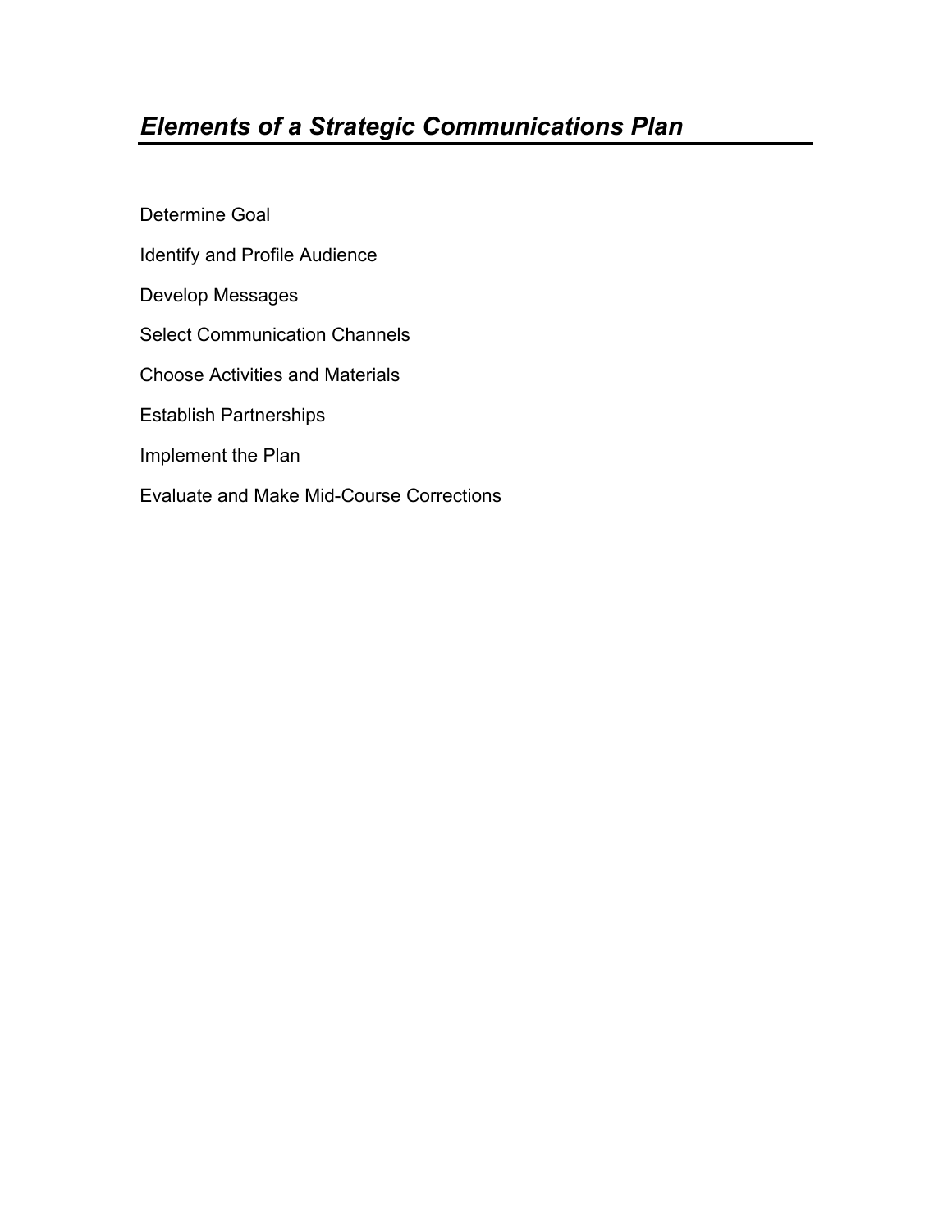# *Elements of a Strategic Communications Plan*

Determine Goal

Identify and Profile Audience

Develop Messages

Select Communication Channels

Choose Activities and Materials

Establish Partnerships

Implement the Plan

Evaluate and Make Mid-Course Corrections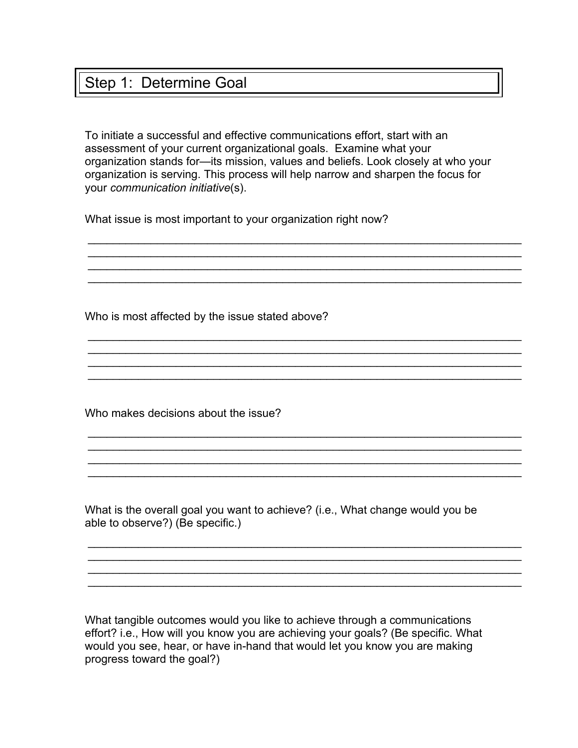# Step 1: Determine Goal

To initiate a successful and effective communications effort, start with an assessment of your current organizational goals. Examine what your organization stands for—its mission, values and beliefs. Look closely at who your organization is serving. This process will help narrow and sharpen the focus for your *communication initiative*(s).

What issue is most important to your organization right now?

______________________________________________________________________
______________________________________________________________________
______________________________________________________________________
______________________________________________________________________

Who is most affected by the issue stated above?

______________________________________________________________________
______________________________________________________________________
______________________________________________________________________
______________________________________________________________________

Who makes decisions about the issue?

______________________________________________________________________
______________________________________________________________________
______________________________________________________________________
______________________________________________________________________

What is the overall goal you want to achieve? (i.e., What change would you be able to observe?) (Be specific.)

______________________________________________________________________
______________________________________________________________________
______________________________________________________________________
______________________________________________________________________

What tangible outcomes would you like to achieve through a communications effort? i.e., How will you know you are achieving your goals? (Be specific. What would you see, hear, or have in-hand that would let you know you are making progress toward the goal?)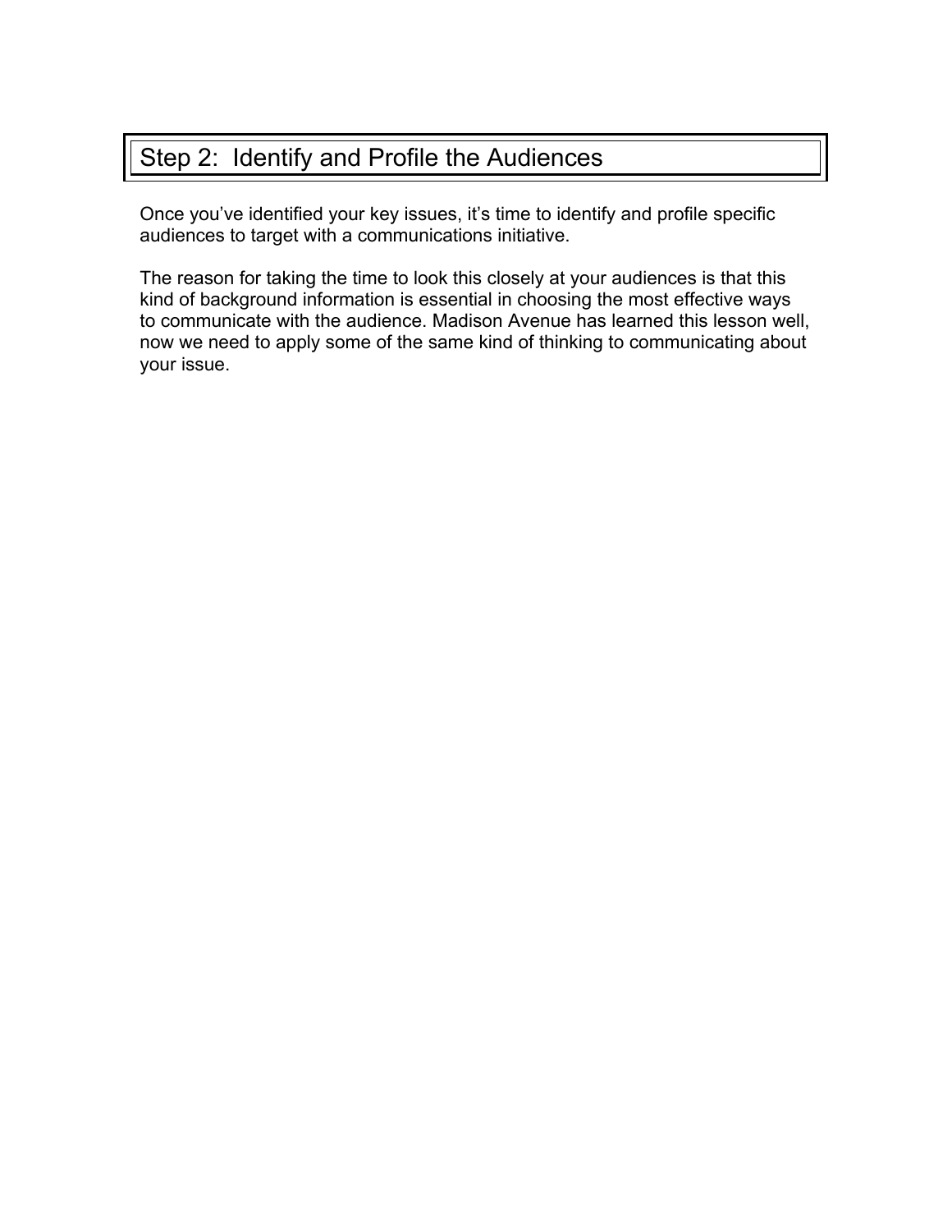## Step 2: Identify and Profile the Audiences

Once you've identified your key issues, it's time to identify and profile specific audiences to target with a communications initiative.

The reason for taking the time to look this closely at your audiences is that this kind of background information is essential in choosing the most effective ways to communicate with the audience. Madison Avenue has learned this lesson well, now we need to apply some of the same kind of thinking to communicating about your issue.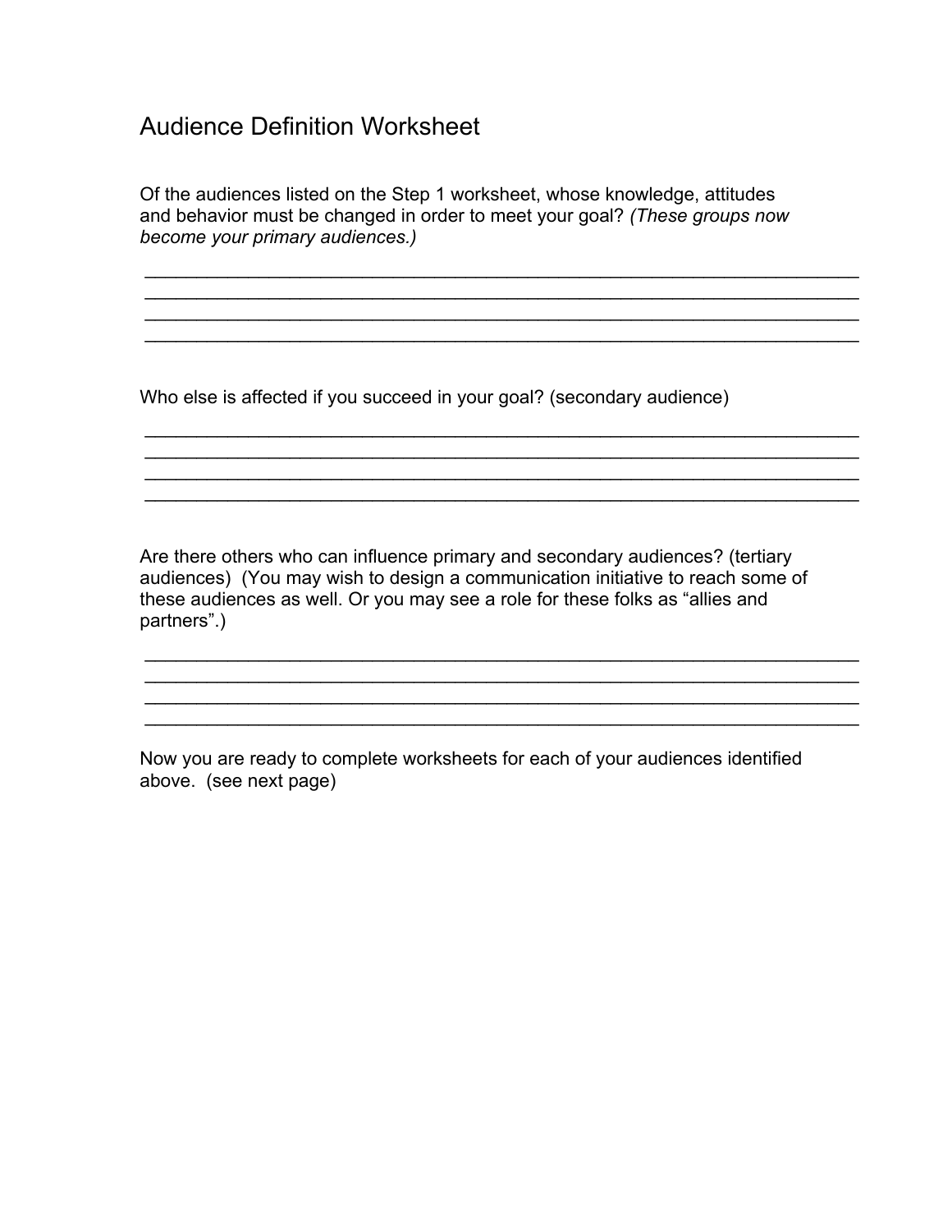# Audience Definition Worksheet

Of the audiences listed on the Step 1 worksheet, whose knowledge, attitudes and behavior must be changed in order to meet your goal? *(These groups now become your primary audiences.)*

______________________________________________________________________
______________________________________________________________________
______________________________________________________________________
______________________________________________________________________

Who else is affected if you succeed in your goal? (secondary audience)

______________________________________________________________________
______________________________________________________________________
______________________________________________________________________
______________________________________________________________________

Are there others who can influence primary and secondary audiences? (tertiary audiences) (You may wish to design a communication initiative to reach some of these audiences as well. Or you may see a role for these folks as "allies and partners".)

______________________________________________________________________
______________________________________________________________________
______________________________________________________________________
______________________________________________________________________

Now you are ready to complete worksheets for each of your audiences identified above. (see next page)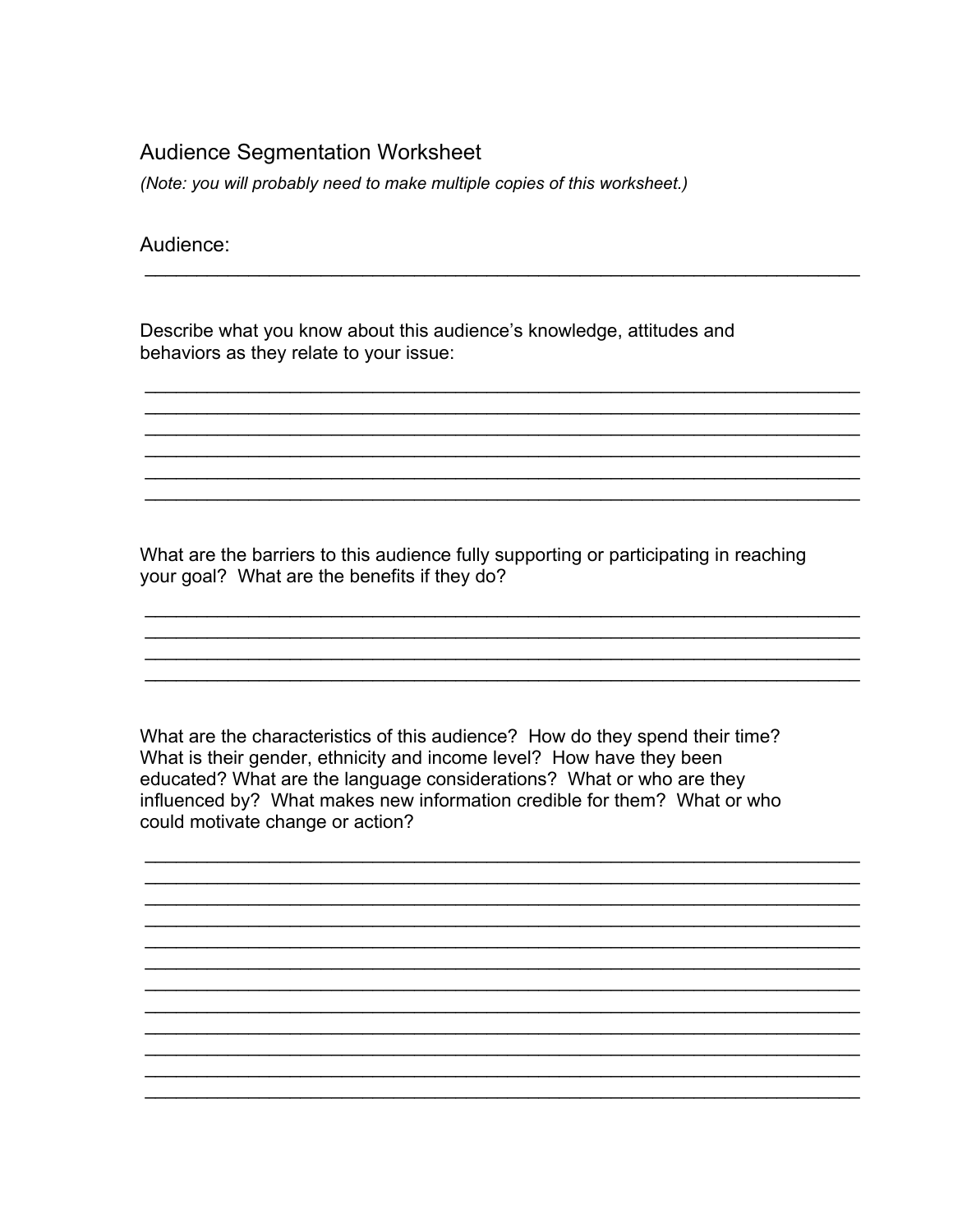# Audience Segmentation Worksheet

*(Note: you will probably need to make multiple copies of this worksheet.)*

Audience: ___________________________________________________________________

Describe what you know about this audience's knowledge, attitudes and behaviors as they relate to your issue:

___________________________________________________________________
___________________________________________________________________
___________________________________________________________________
___________________________________________________________________
___________________________________________________________________
___________________________________________________________________

What are the barriers to this audience fully supporting or participating in reaching your goal? What are the benefits if they do?

___________________________________________________________________
___________________________________________________________________
___________________________________________________________________
___________________________________________________________________

What are the characteristics of this audience? How do they spend their time? What is their gender, ethnicity and income level? How have they been educated? What are the language considerations? What or who are they influenced by? What makes new information credible for them? What or who could motivate change or action?

___________________________________________________________________
___________________________________________________________________
___________________________________________________________________
___________________________________________________________________
___________________________________________________________________
___________________________________________________________________
___________________________________________________________________
___________________________________________________________________
___________________________________________________________________
___________________________________________________________________
___________________________________________________________________
___________________________________________________________________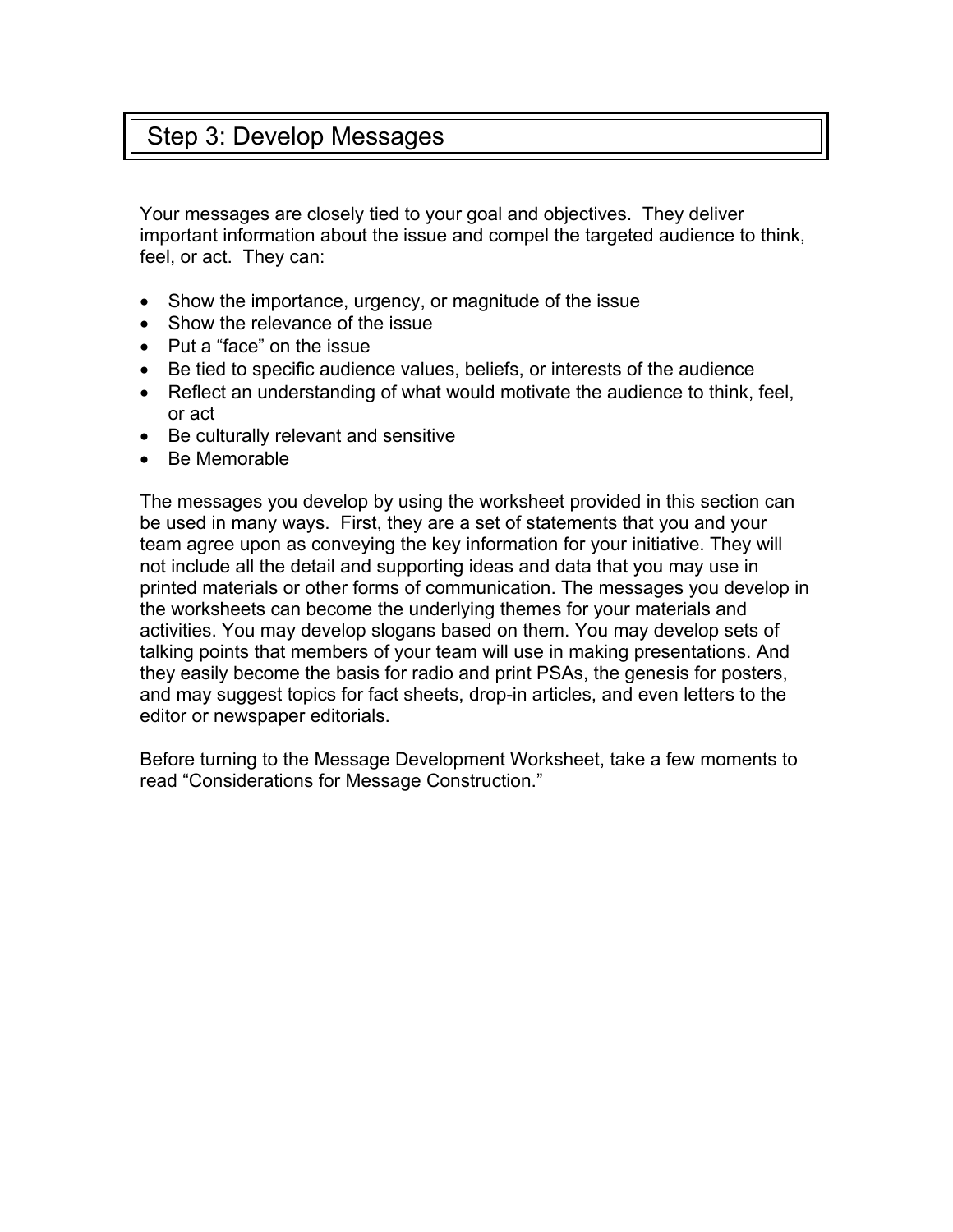# Step 3: Develop Messages

Your messages are closely tied to your goal and objectives. They deliver important information about the issue and compel the targeted audience to think, feel, or act. They can:

- Show the importance, urgency, or magnitude of the issue
- Show the relevance of the issue
- Put a "face" on the issue
- Be tied to specific audience values, beliefs, or interests of the audience
- Reflect an understanding of what would motivate the audience to think, feel, or act
- Be culturally relevant and sensitive
- Be Memorable

The messages you develop by using the worksheet provided in this section can be used in many ways. First, they are a set of statements that you and your team agree upon as conveying the key information for your initiative. They will not include all the detail and supporting ideas and data that you may use in printed materials or other forms of communication. The messages you develop in the worksheets can become the underlying themes for your materials and activities. You may develop slogans based on them. You may develop sets of talking points that members of your team will use in making presentations. And they easily become the basis for radio and print PSAs, the genesis for posters, and may suggest topics for fact sheets, drop-in articles, and even letters to the editor or newspaper editorials.

Before turning to the Message Development Worksheet, take a few moments to read "Considerations for Message Construction."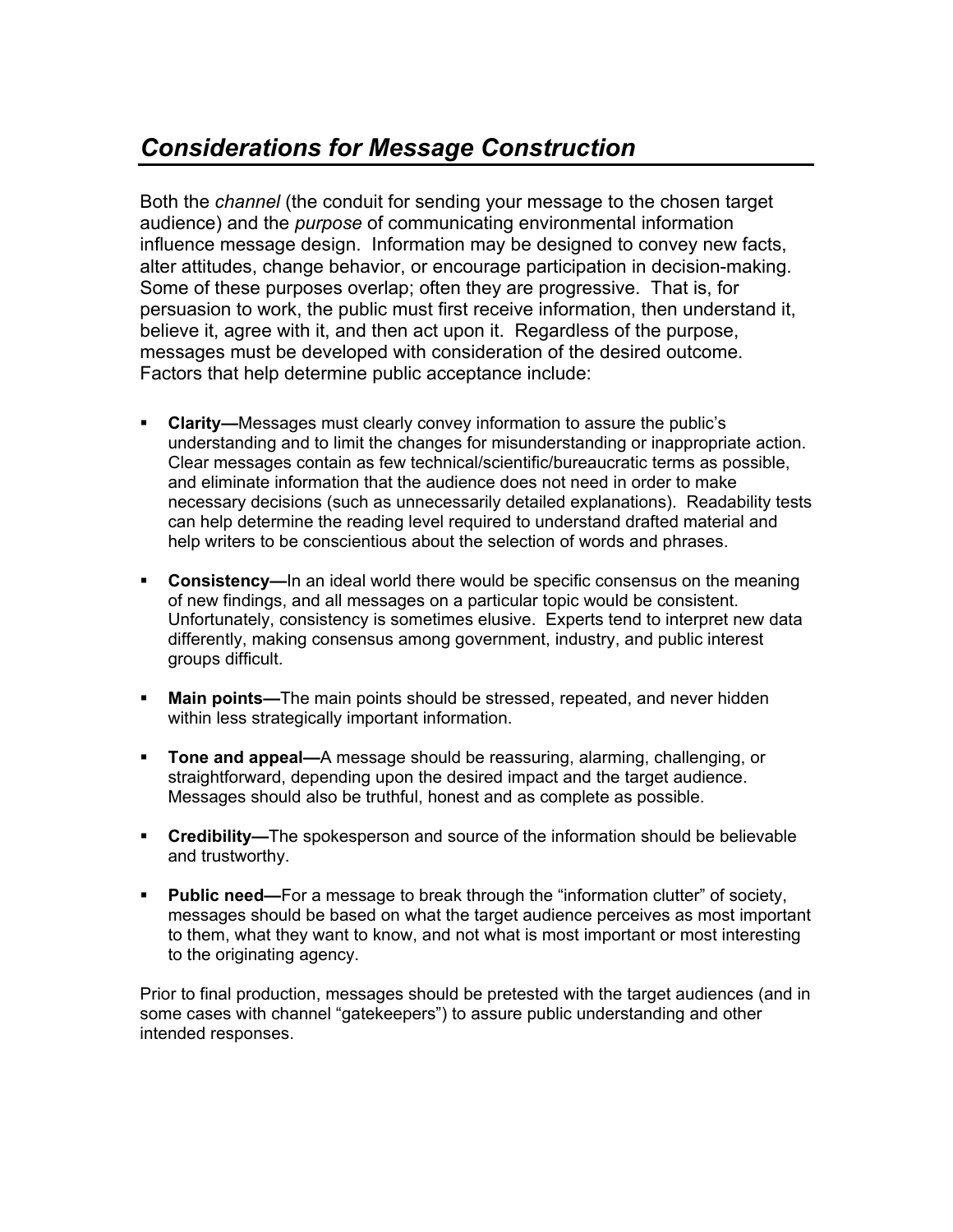## *Considerations for Message Construction*

Both the *channel* (the conduit for sending your message to the chosen target audience) and the *purpose* of communicating environmental information influence message design. Information may be designed to convey new facts, alter attitudes, change behavior, or encourage participation in decision-making. Some of these purposes overlap; often they are progressive. That is, for persuasion to work, the public must first receive information, then understand it, believe it, agree with it, and then act upon it. Regardless of the purpose, messages must be developed with consideration of the desired outcome. Factors that help determine public acceptance include:

- **Clarity—**Messages must clearly convey information to assure the public's understanding and to limit the changes for misunderstanding or inappropriate action. Clear messages contain as few technical/scientific/bureaucratic terms as possible, and eliminate information that the audience does not need in order to make necessary decisions (such as unnecessarily detailed explanations). Readability tests can help determine the reading level required to understand drafted material and help writers to be conscientious about the selection of words and phrases.

- **Consistency—**In an ideal world there would be specific consensus on the meaning of new findings, and all messages on a particular topic would be consistent. Unfortunately, consistency is sometimes elusive. Experts tend to interpret new data differently, making consensus among government, industry, and public interest groups difficult.

- **Main points—**The main points should be stressed, repeated, and never hidden within less strategically important information.

- **Tone and appeal—**A message should be reassuring, alarming, challenging, or straightforward, depending upon the desired impact and the target audience. Messages should also be truthful, honest and as complete as possible.

- **Credibility—**The spokesperson and source of the information should be believable and trustworthy.

- **Public need—**For a message to break through the "information clutter" of society, messages should be based on what the target audience perceives as most important to them, what they want to know, and not what is most important or most interesting to the originating agency.

Prior to final production, messages should be pretested with the target audiences (and in some cases with channel "gatekeepers") to assure public understanding and other intended responses.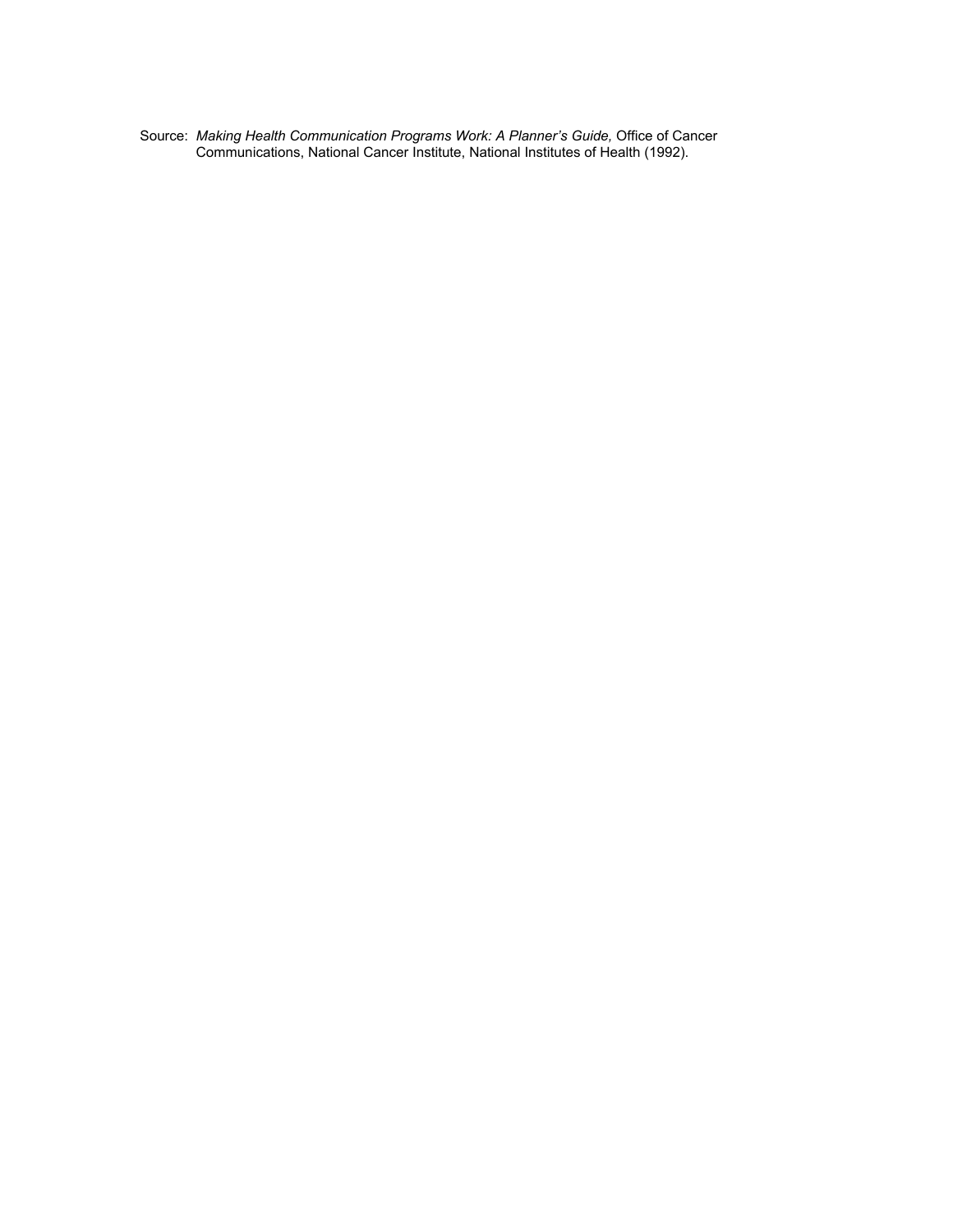Source: *Making Health Communication Programs Work: A Planner's Guide,* Office of Cancer Communications, National Cancer Institute, National Institutes of Health (1992).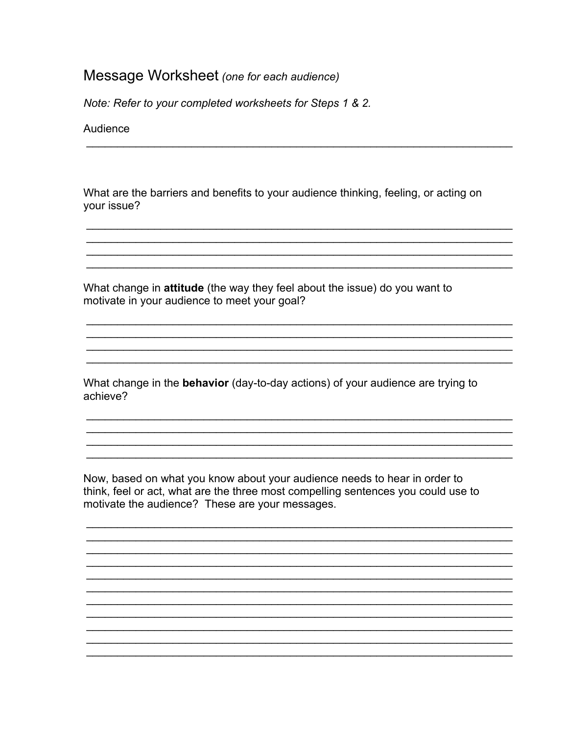# Message Worksheet *(one for each audience)*

*Note: Refer to your completed worksheets for Steps 1 & 2.*

Audience

___________________________________________________________________

What are the barriers and benefits to your audience thinking, feeling, or acting on your issue?

___________________________________________________________________
___________________________________________________________________
___________________________________________________________________
___________________________________________________________________

What change in **attitude** (the way they feel about the issue) do you want to motivate in your audience to meet your goal?

___________________________________________________________________
___________________________________________________________________
___________________________________________________________________
___________________________________________________________________

What change in the **behavior** (day-to-day actions) of your audience are trying to achieve?

___________________________________________________________________
___________________________________________________________________
___________________________________________________________________
___________________________________________________________________

Now, based on what you know about your audience needs to hear in order to think, feel or act, what are the three most compelling sentences you could use to motivate the audience? These are your messages.

___________________________________________________________________
___________________________________________________________________
___________________________________________________________________
___________________________________________________________________
___________________________________________________________________
___________________________________________________________________
___________________________________________________________________
___________________________________________________________________
___________________________________________________________________
___________________________________________________________________
___________________________________________________________________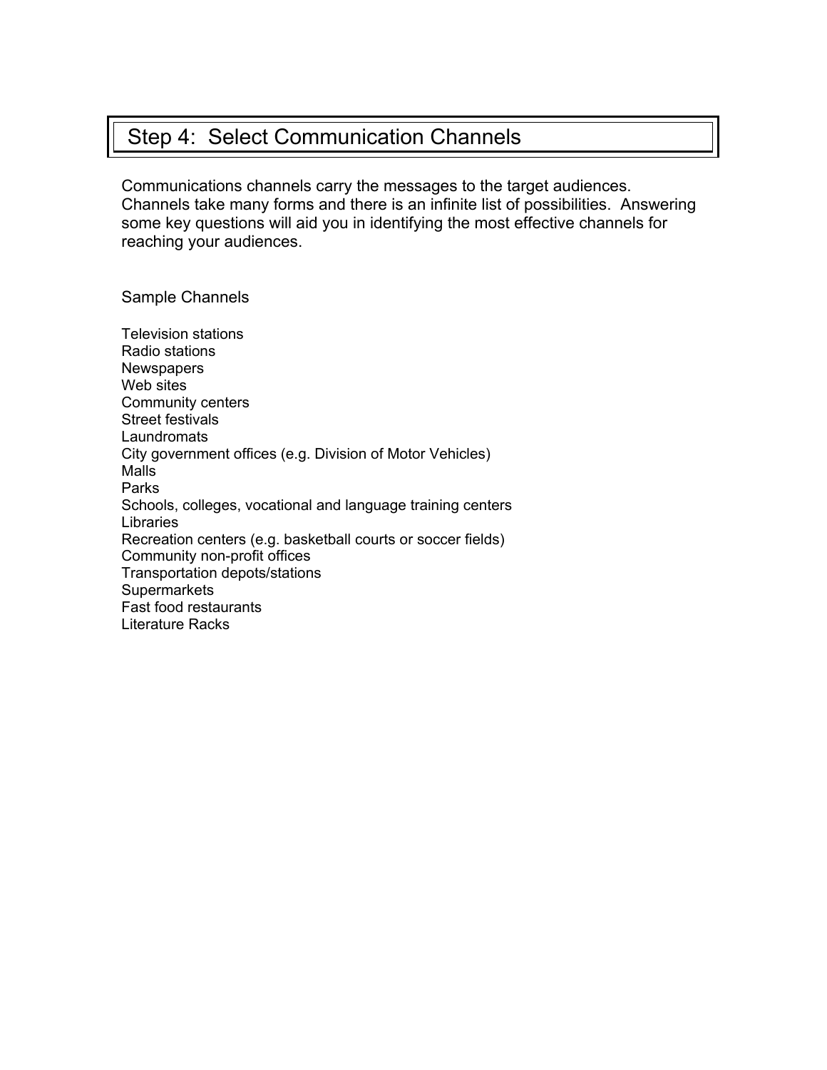## Step 4: Select Communication Channels

Communications channels carry the messages to the target audiences. Channels take many forms and there is an infinite list of possibilities. Answering some key questions will aid you in identifying the most effective channels for reaching your audiences.

Sample Channels

Television stations
Radio stations
Newspapers
Web sites
Community centers
Street festivals
Laundromats
City government offices (e.g. Division of Motor Vehicles)
Malls
Parks
Schools, colleges, vocational and language training centers
Libraries
Recreation centers (e.g. basketball courts or soccer fields)
Community non-profit offices
Transportation depots/stations
Supermarkets
Fast food restaurants
Literature Racks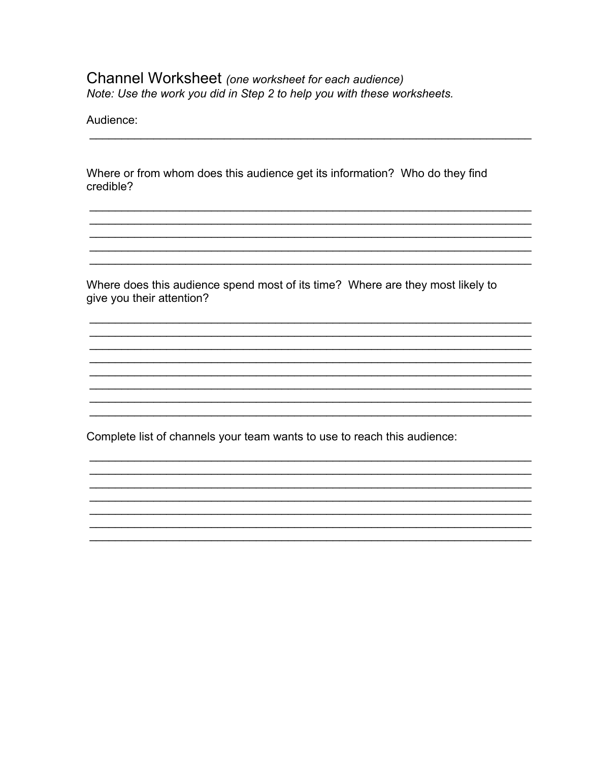# Channel Worksheet *(one worksheet for each audience)*

*Note: Use the work you did in Step 2 to help you with these worksheets.*

Audience:

______________________________________________________________________

Where or from whom does this audience get its information? Who do they find credible?

______________________________________________________________________
______________________________________________________________________
______________________________________________________________________
______________________________________________________________________
______________________________________________________________________

Where does this audience spend most of its time? Where are they most likely to give you their attention?

______________________________________________________________________
______________________________________________________________________
______________________________________________________________________
______________________________________________________________________
______________________________________________________________________
______________________________________________________________________
______________________________________________________________________
______________________________________________________________________

Complete list of channels your team wants to use to reach this audience:

______________________________________________________________________
______________________________________________________________________
______________________________________________________________________
______________________________________________________________________
______________________________________________________________________
______________________________________________________________________
______________________________________________________________________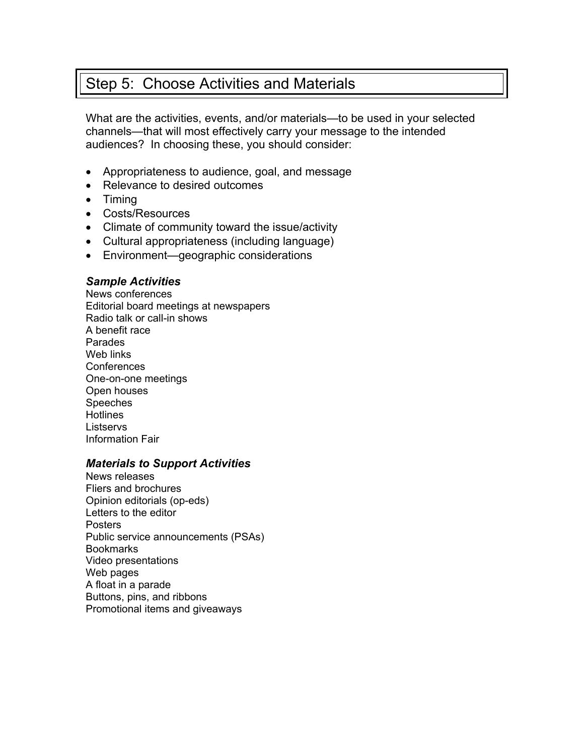## Step 5: Choose Activities and Materials

What are the activities, events, and/or materials—to be used in your selected channels—that will most effectively carry your message to the intended audiences? In choosing these, you should consider:

- Appropriateness to audience, goal, and message
- Relevance to desired outcomes
- Timing
- Costs/Resources
- Climate of community toward the issue/activity
- Cultural appropriateness (including language)
- Environment—geographic considerations

***Sample Activities***

News conferences
Editorial board meetings at newspapers
Radio talk or call-in shows
A benefit race
Parades
Web links
Conferences
One-on-one meetings
Open houses
Speeches
Hotlines
Listservs
Information Fair

***Materials to Support Activities***

News releases
Fliers and brochures
Opinion editorials (op-eds)
Letters to the editor
Posters
Public service announcements (PSAs)
Bookmarks
Video presentations
Web pages
A float in a parade
Buttons, pins, and ribbons
Promotional items and giveaways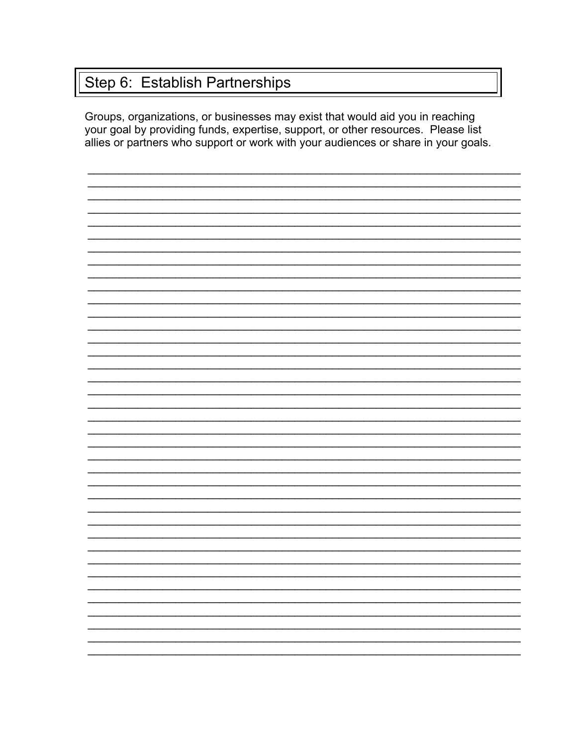## Step 6: Establish Partnerships

Groups, organizations, or businesses may exist that would aid you in reaching your goal by providing funds, expertise, support, or other resources. Please list allies or partners who support or work with your audiences or share in your goals.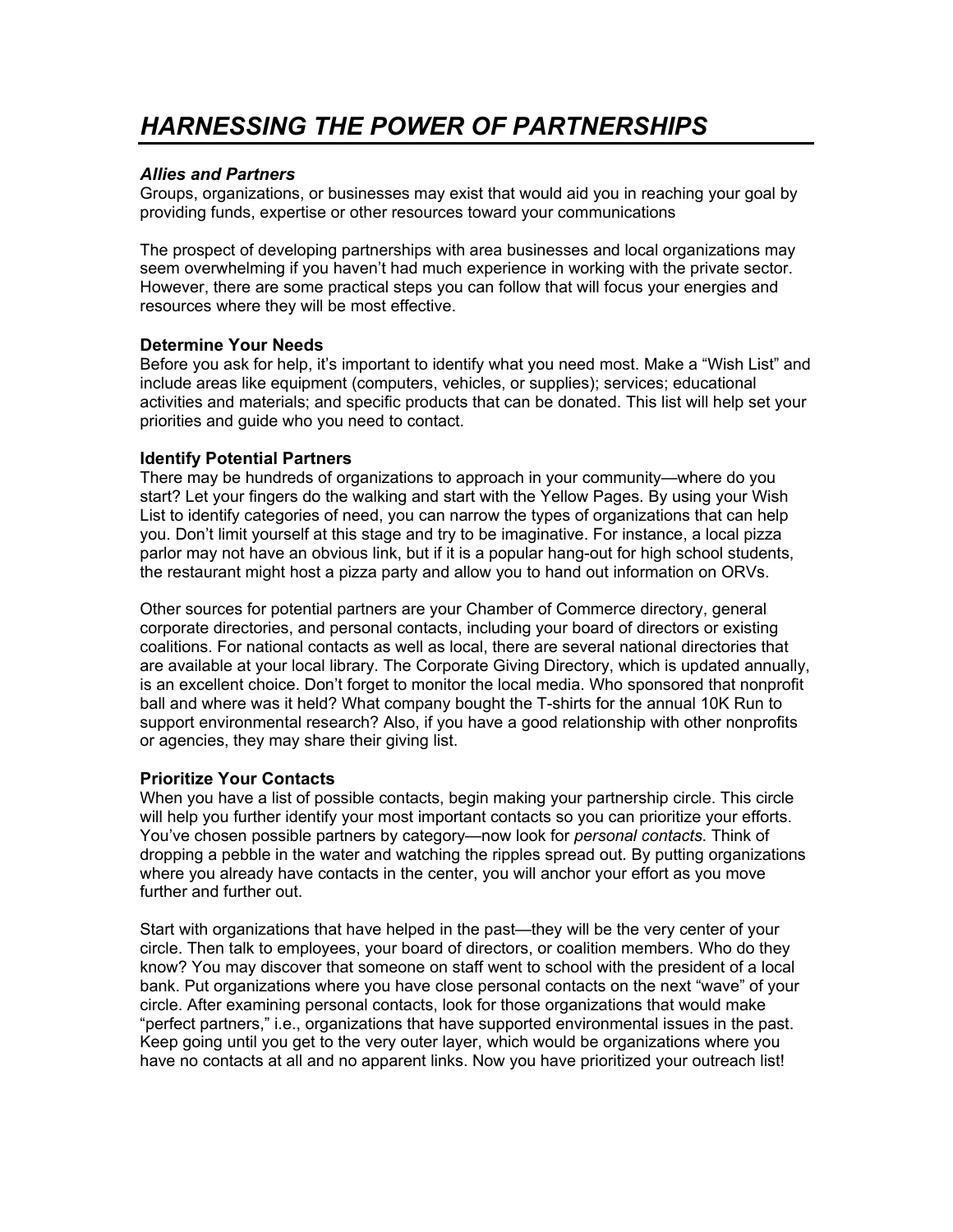# *HARNESSING THE POWER OF PARTNERSHIPS*

***Allies and Partners***

Groups, organizations, or businesses may exist that would aid you in reaching your goal by providing funds, expertise or other resources toward your communications

The prospect of developing partnerships with area businesses and local organizations may seem overwhelming if you haven't had much experience in working with the private sector. However, there are some practical steps you can follow that will focus your energies and resources where they will be most effective.

**Determine Your Needs**

Before you ask for help, it's important to identify what you need most. Make a "Wish List" and include areas like equipment (computers, vehicles, or supplies); services; educational activities and materials; and specific products that can be donated. This list will help set your priorities and guide who you need to contact.

**Identify Potential Partners**

There may be hundreds of organizations to approach in your community—where do you start? Let your fingers do the walking and start with the Yellow Pages. By using your Wish List to identify categories of need, you can narrow the types of organizations that can help you. Don't limit yourself at this stage and try to be imaginative. For instance, a local pizza parlor may not have an obvious link, but if it is a popular hang-out for high school students, the restaurant might host a pizza party and allow you to hand out information on ORVs.

Other sources for potential partners are your Chamber of Commerce directory, general corporate directories, and personal contacts, including your board of directors or existing coalitions. For national contacts as well as local, there are several national directories that are available at your local library. The Corporate Giving Directory, which is updated annually, is an excellent choice. Don't forget to monitor the local media. Who sponsored that nonprofit ball and where was it held? What company bought the T-shirts for the annual 10K Run to support environmental research? Also, if you have a good relationship with other nonprofits or agencies, they may share their giving list.

**Prioritize Your Contacts**

When you have a list of possible contacts, begin making your partnership circle. This circle will help you further identify your most important contacts so you can prioritize your efforts. You've chosen possible partners by category—now look for *personal contacts*. Think of dropping a pebble in the water and watching the ripples spread out. By putting organizations where you already have contacts in the center, you will anchor your effort as you move further and further out.

Start with organizations that have helped in the past—they will be the very center of your circle. Then talk to employees, your board of directors, or coalition members. Who do they know? You may discover that someone on staff went to school with the president of a local bank. Put organizations where you have close personal contacts on the next "wave" of your circle. After examining personal contacts, look for those organizations that would make "perfect partners," i.e., organizations that have supported environmental issues in the past. Keep going until you get to the very outer layer, which would be organizations where you have no contacts at all and no apparent links. Now you have prioritized your outreach list!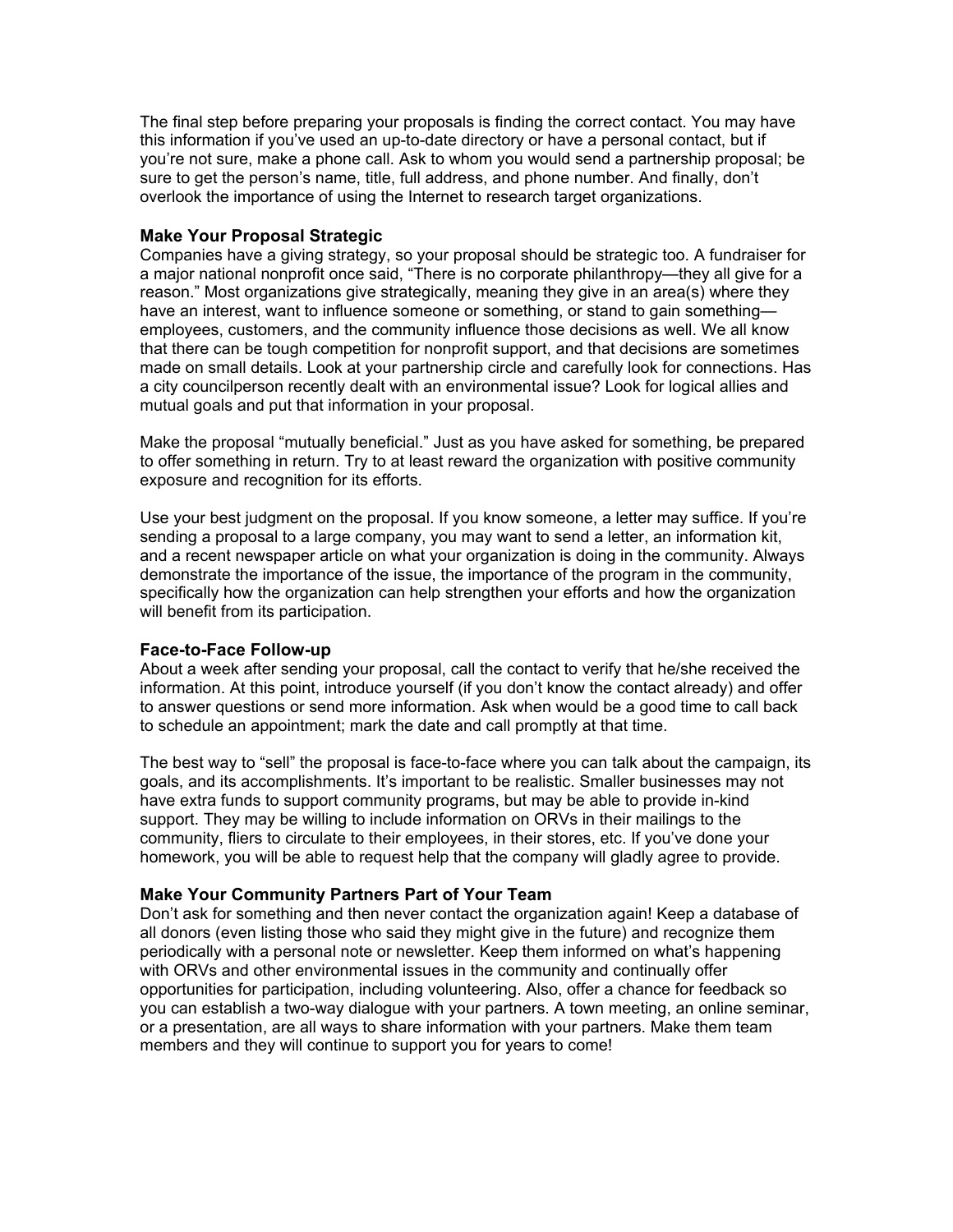The final step before preparing your proposals is finding the correct contact. You may have this information if you've used an up-to-date directory or have a personal contact, but if you're not sure, make a phone call. Ask to whom you would send a partnership proposal; be sure to get the person's name, title, full address, and phone number. And finally, don't overlook the importance of using the Internet to research target organizations.

### Make Your Proposal Strategic

Companies have a giving strategy, so your proposal should be strategic too. A fundraiser for a major national nonprofit once said, "There is no corporate philanthropy—they all give for a reason." Most organizations give strategically, meaning they give in an area(s) where they have an interest, want to influence someone or something, or stand to gain something—employees, customers, and the community influence those decisions as well. We all know that there can be tough competition for nonprofit support, and that decisions are sometimes made on small details. Look at your partnership circle and carefully look for connections. Has a city councilperson recently dealt with an environmental issue? Look for logical allies and mutual goals and put that information in your proposal.

Make the proposal "mutually beneficial." Just as you have asked for something, be prepared to offer something in return. Try to at least reward the organization with positive community exposure and recognition for its efforts.

Use your best judgment on the proposal. If you know someone, a letter may suffice. If you're sending a proposal to a large company, you may want to send a letter, an information kit, and a recent newspaper article on what your organization is doing in the community. Always demonstrate the importance of the issue, the importance of the program in the community, specifically how the organization can help strengthen your efforts and how the organization will benefit from its participation.

### Face-to-Face Follow-up

About a week after sending your proposal, call the contact to verify that he/she received the information. At this point, introduce yourself (if you don't know the contact already) and offer to answer questions or send more information. Ask when would be a good time to call back to schedule an appointment; mark the date and call promptly at that time.

The best way to "sell" the proposal is face-to-face where you can talk about the campaign, its goals, and its accomplishments. It's important to be realistic. Smaller businesses may not have extra funds to support community programs, but may be able to provide in-kind support. They may be willing to include information on ORVs in their mailings to the community, fliers to circulate to their employees, in their stores, etc. If you've done your homework, you will be able to request help that the company will gladly agree to provide.

### Make Your Community Partners Part of Your Team

Don't ask for something and then never contact the organization again! Keep a database of all donors (even listing those who said they might give in the future) and recognize them periodically with a personal note or newsletter. Keep them informed on what's happening with ORVs and other environmental issues in the community and continually offer opportunities for participation, including volunteering. Also, offer a chance for feedback so you can establish a two-way dialogue with your partners. A town meeting, an online seminar, or a presentation, are all ways to share information with your partners. Make them team members and they will continue to support you for years to come!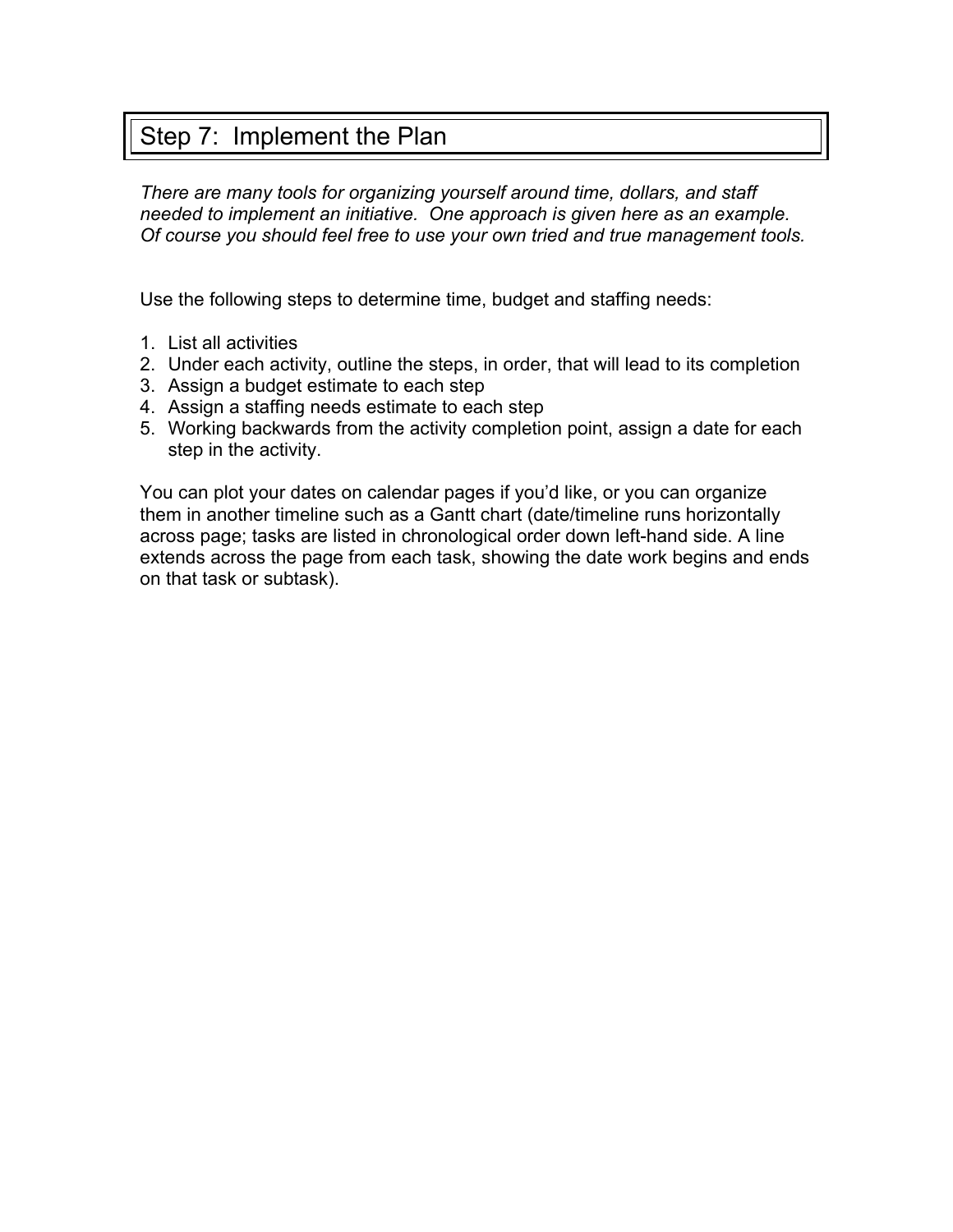# Step 7: Implement the Plan

*There are many tools for organizing yourself around time, dollars, and staff needed to implement an initiative. One approach is given here as an example. Of course you should feel free to use your own tried and true management tools.*

Use the following steps to determine time, budget and staffing needs:

1. List all activities
2. Under each activity, outline the steps, in order, that will lead to its completion
3. Assign a budget estimate to each step
4. Assign a staffing needs estimate to each step
5. Working backwards from the activity completion point, assign a date for each step in the activity.

You can plot your dates on calendar pages if you'd like, or you can organize them in another timeline such as a Gantt chart (date/timeline runs horizontally across page; tasks are listed in chronological order down left-hand side. A line extends across the page from each task, showing the date work begins and ends on that task or subtask).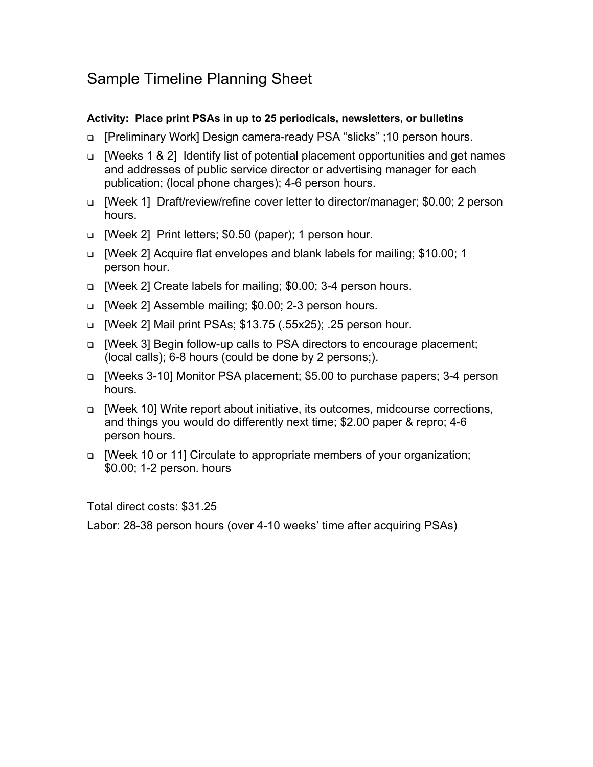# Sample Timeline Planning Sheet

**Activity: Place print PSAs in up to 25 periodicals, newsletters, or bulletins**

- [Preliminary Work] Design camera-ready PSA "slicks" ;10 person hours.
- [Weeks 1 & 2] Identify list of potential placement opportunities and get names and addresses of public service director or advertising manager for each publication; (local phone charges); 4-6 person hours.
- [Week 1] Draft/review/refine cover letter to director/manager; $0.00; 2 person hours.
- [Week 2] Print letters; $0.50 (paper); 1 person hour.
- [Week 2] Acquire flat envelopes and blank labels for mailing; $10.00; 1 person hour.
- [Week 2] Create labels for mailing; $0.00; 3-4 person hours.
- [Week 2] Assemble mailing; $0.00; 2-3 person hours.
- [Week 2] Mail print PSAs; $13.75 (.55x25); .25 person hour.
- [Week 3] Begin follow-up calls to PSA directors to encourage placement; (local calls); 6-8 hours (could be done by 2 persons;).
- [Weeks 3-10] Monitor PSA placement; $5.00 to purchase papers; 3-4 person hours.
- [Week 10] Write report about initiative, its outcomes, midcourse corrections, and things you would do differently next time; $2.00 paper & repro; 4-6 person hours.
- [Week 10 or 11] Circulate to appropriate members of your organization; $0.00; 1-2 person. hours

Total direct costs: $31.25

Labor: 28-38 person hours (over 4-10 weeks' time after acquiring PSAs)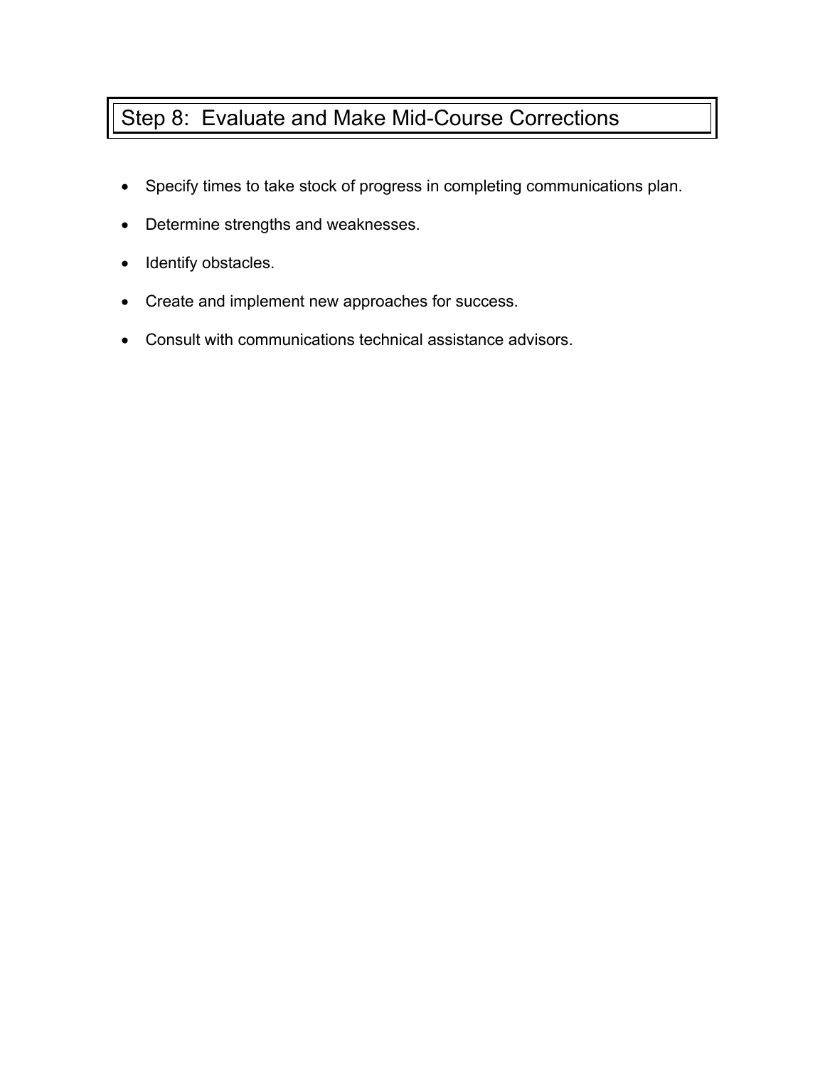# Step 8: Evaluate and Make Mid-Course Corrections

- Specify times to take stock of progress in completing communications plan.
- Determine strengths and weaknesses.
- Identify obstacles.
- Create and implement new approaches for success.
- Consult with communications technical assistance advisors.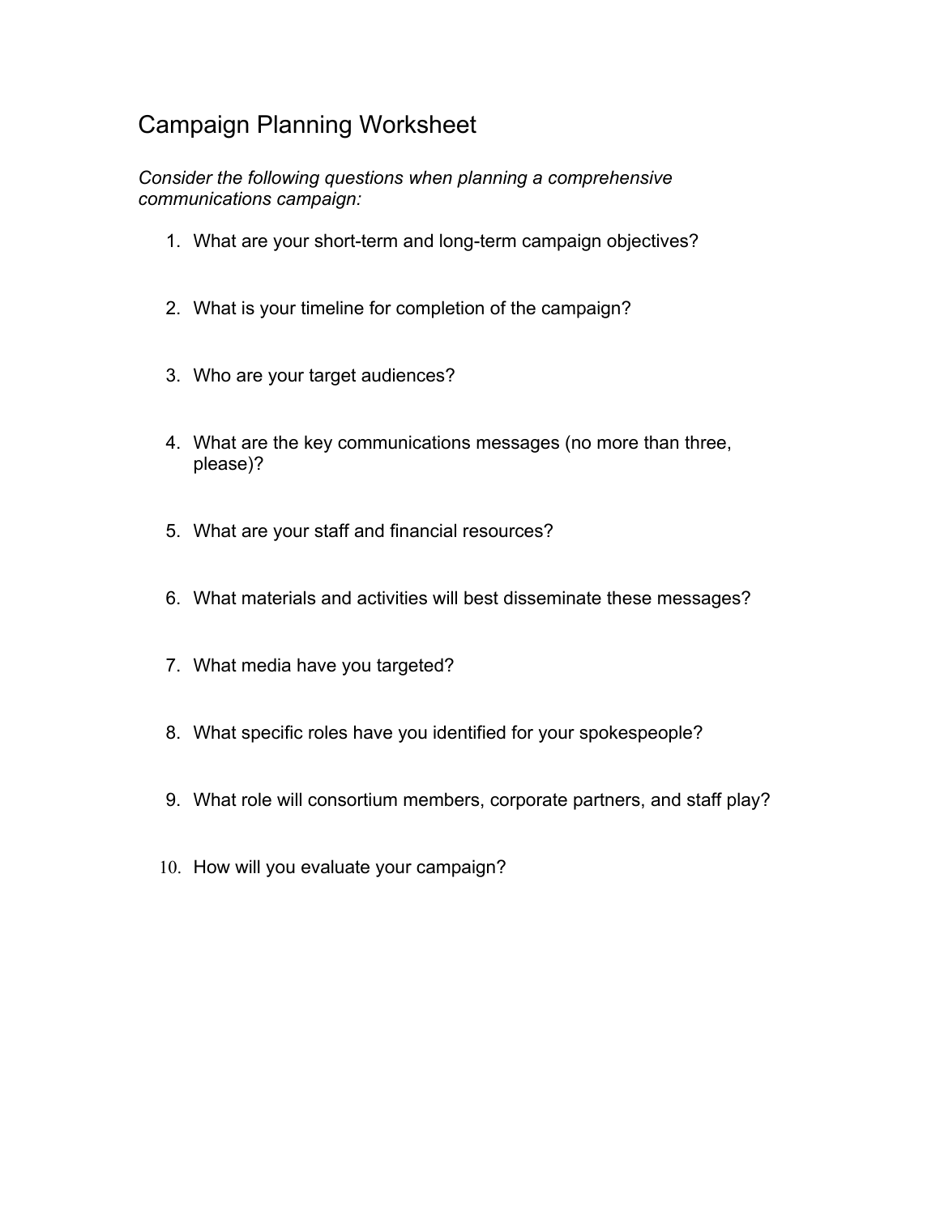# Campaign Planning Worksheet

*Consider the following questions when planning a comprehensive communications campaign:*

1. What are your short-term and long-term campaign objectives?

2. What is your timeline for completion of the campaign?

3. Who are your target audiences?

4. What are the key communications messages (no more than three, please)?

5. What are your staff and financial resources?

6. What materials and activities will best disseminate these messages?

7. What media have you targeted?

8. What specific roles have you identified for your spokespeople?

9. What role will consortium members, corporate partners, and staff play?

10. How will you evaluate your campaign?